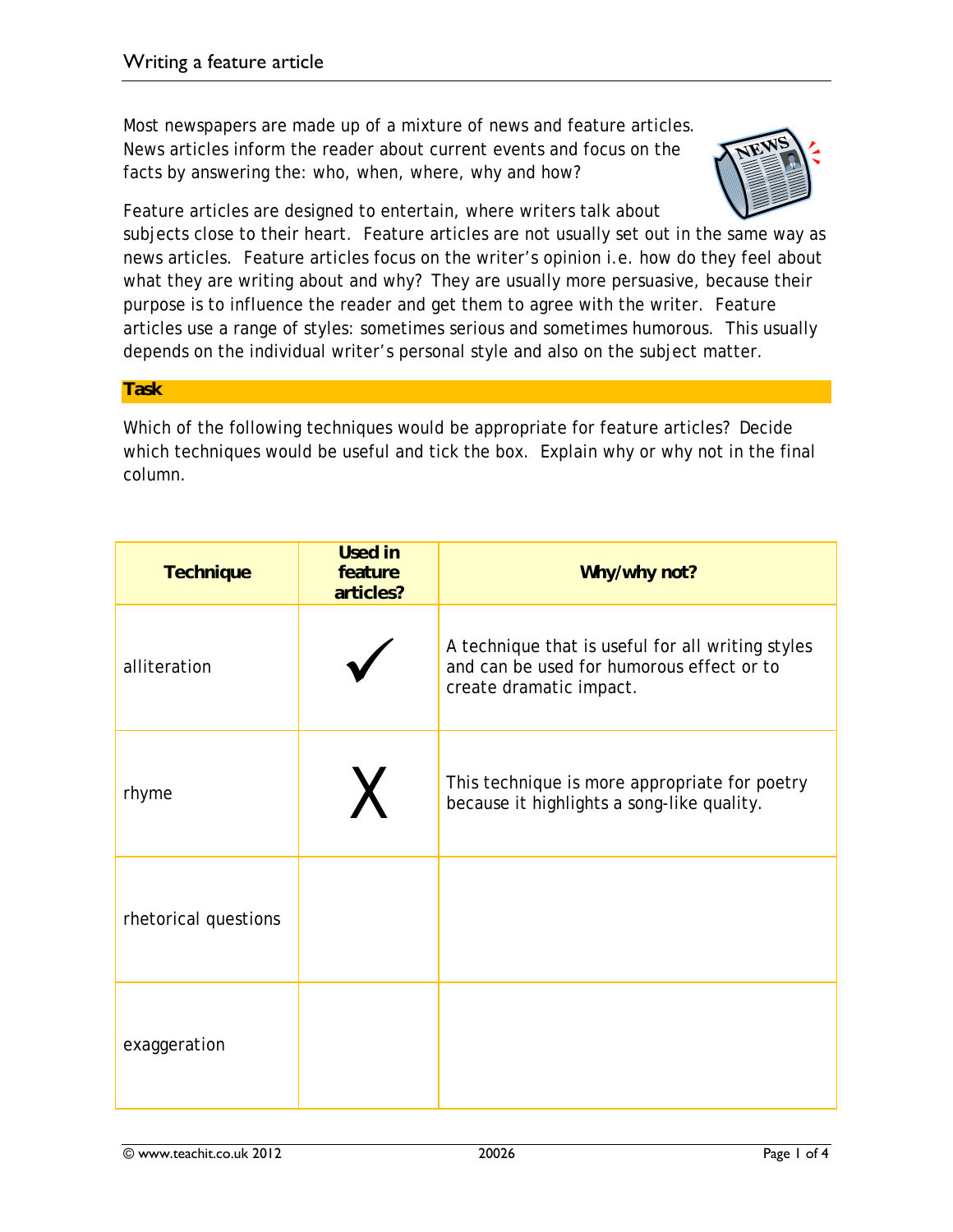# Writing a feature article

Most newspapers are made up of a mixture of news and feature articles. News articles inform the reader about current events and focus on the facts by answering the: who, when, where, why and how?

Feature articles are designed to entertain, where writers talk about subjects close to their heart. Feature articles are not usually set out in the same way as news articles. Feature articles focus on the writer's opinion i.e. how do they feel about what they are writing about and why? They are usually more persuasive, because their purpose is to influence the reader and get them to agree with the writer. Feature articles use a range of styles: sometimes serious and sometimes humorous. This usually depends on the individual writer's personal style and also on the subject matter.

## Task

Which of the following techniques would be appropriate for feature articles? Decide which techniques would be useful and tick the box. Explain why or why not in the final column.

| Technique | Used in feature articles? | Why/why not? |
|---|---|---|
| alliteration | ✓ | A technique that is useful for all writing styles and can be used for humorous effect or to create dramatic impact. |
| rhyme | X | This technique is more appropriate for poetry because it highlights a song-like quality. |
| rhetorical questions | | |
| exaggeration | | |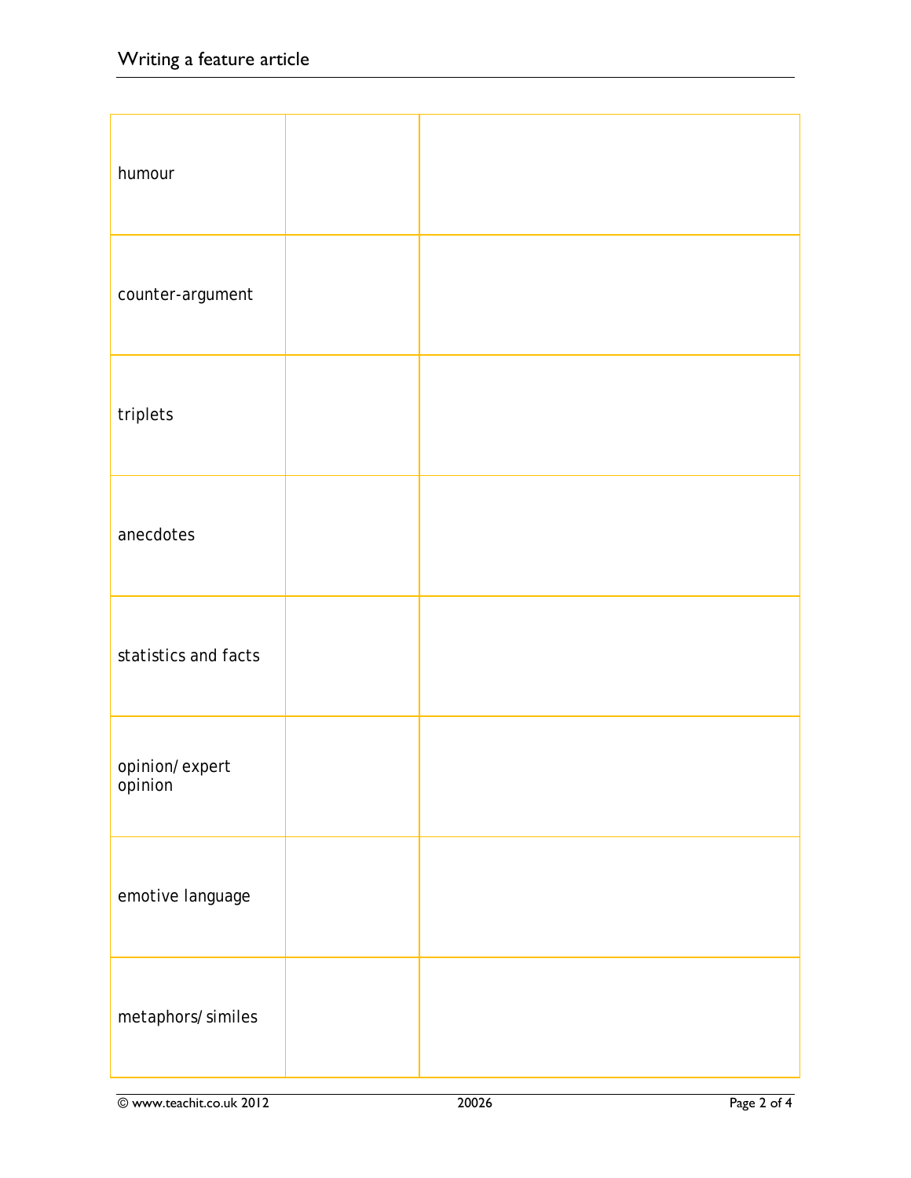| | | |
|---|---|---|
| humour | | |
| counter-argument | | |
| triplets | | |
| anecdotes | | |
| statistics and facts | | |
| opinion/ expert opinion | | |
| emotive language | | |
| metaphors/ similes | | |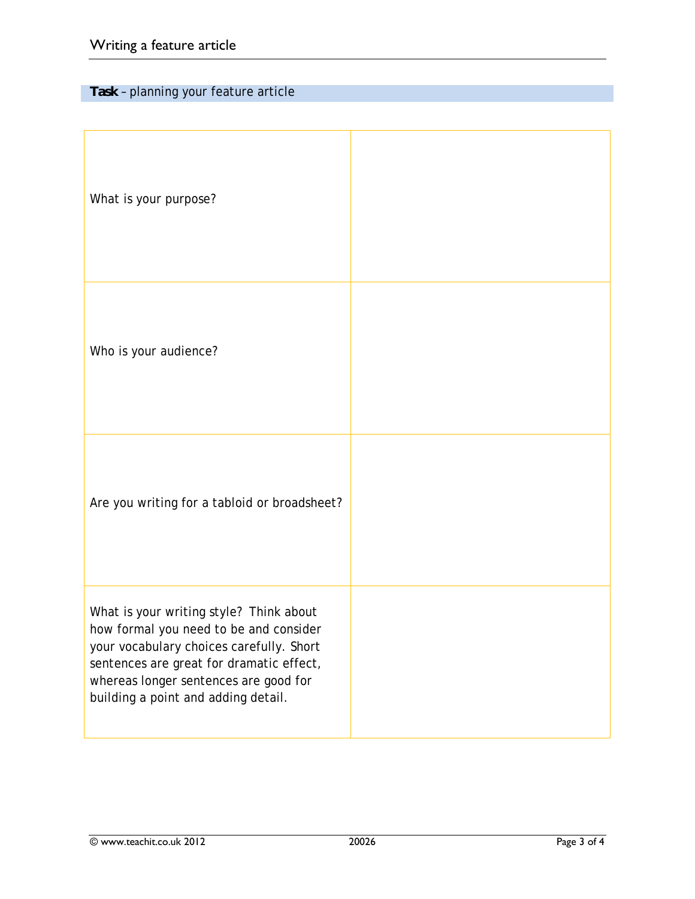**Task** – planning your feature article

| | |
|---|---|
| What is your purpose? | |
| Who is your audience? | |
| Are you writing for a tabloid or broadsheet? | |
| What is your writing style? Think about how formal you need to be and consider your vocabulary choices carefully. Short sentences are great for dramatic effect, whereas longer sentences are good for building a point and adding detail. | |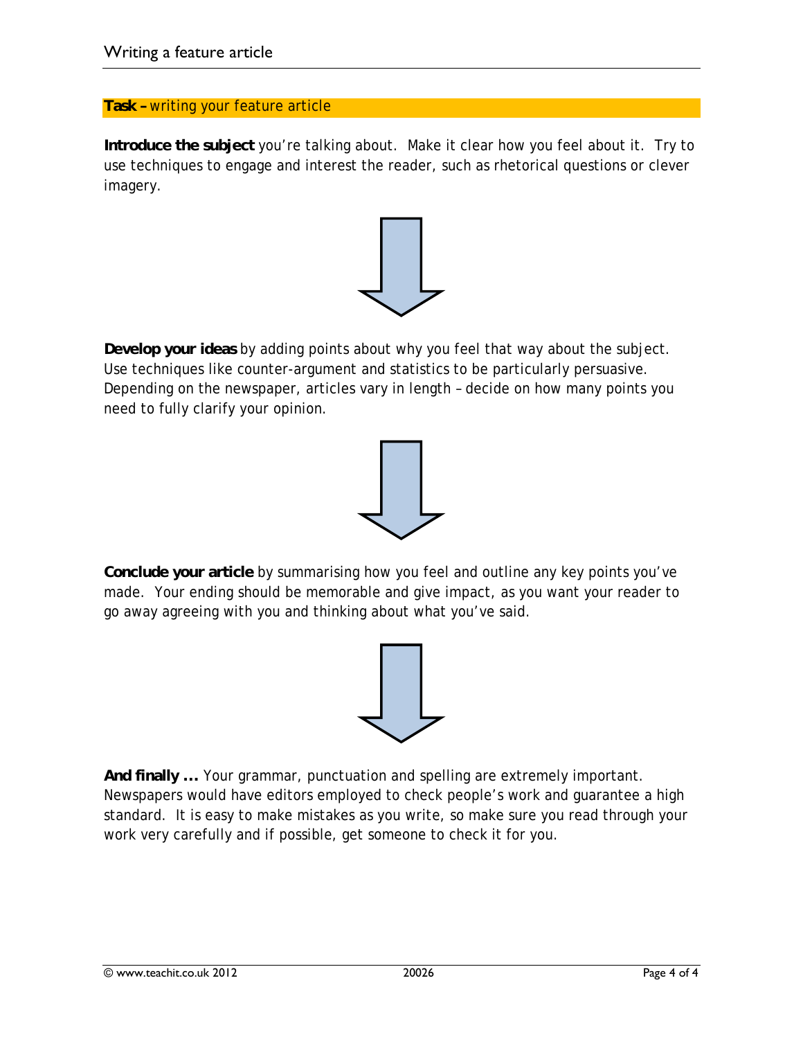**Task –** writing your feature article

**Introduce the subject** you're talking about. Make it clear how you feel about it. Try to use techniques to engage and interest the reader, such as rhetorical questions or clever imagery.

**Develop your ideas** by adding points about why you feel that way about the subject. Use techniques like counter-argument and statistics to be particularly persuasive. Depending on the newspaper, articles vary in length – decide on how many points you need to fully clarify your opinion.

**Conclude your article** by summarising how you feel and outline any key points you've made. Your ending should be memorable and give impact, as you want your reader to go away agreeing with you and thinking about what you've said.

**And finally …** Your grammar, punctuation and spelling are extremely important. Newspapers would have editors employed to check people's work and guarantee a high standard. It is easy to make mistakes as you write, so make sure you read through your work very carefully and if possible, get someone to check it for you.